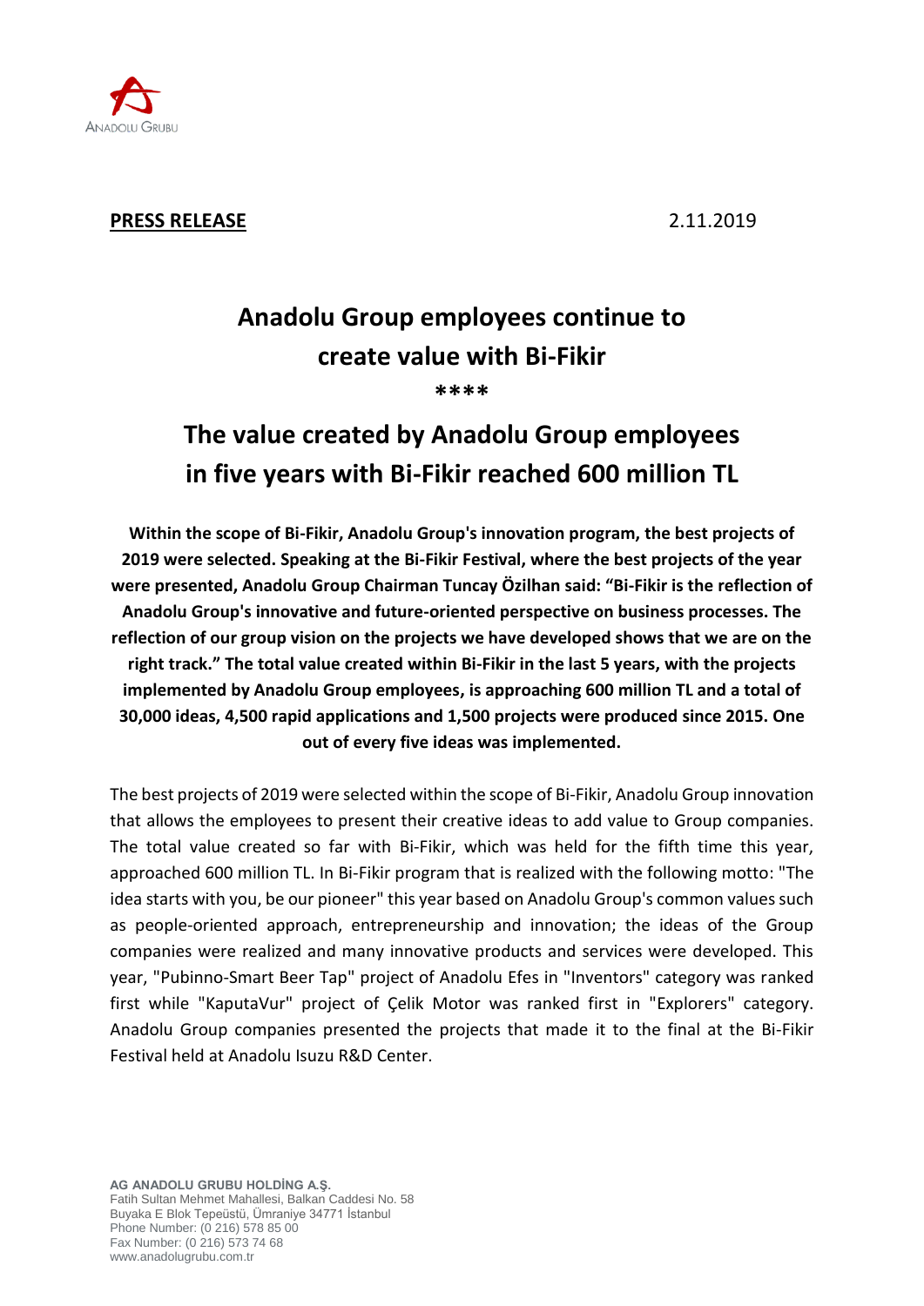**PRESS RELEASE** 2.11.2019

# Anadolu Group employees continue to create value with Bi-Fikir

****

# The value created by Anadolu Group employees in five years with Bi-Fikir reached 600 million TL

**Within the scope of Bi-Fikir, Anadolu Group's innovation program, the best projects of 2019 were selected. Speaking at the Bi-Fikir Festival, where the best projects of the year were presented, Anadolu Group Chairman Tuncay Özilhan said: "Bi-Fikir is the reflection of Anadolu Group's innovative and future-oriented perspective on business processes. The reflection of our group vision on the projects we have developed shows that we are on the right track." The total value created within Bi-Fikir in the last 5 years, with the projects implemented by Anadolu Group employees, is approaching 600 million TL and a total of 30,000 ideas, 4,500 rapid applications and 1,500 projects were produced since 2015. One out of every five ideas was implemented.**

The best projects of 2019 were selected within the scope of Bi-Fikir, Anadolu Group innovation that allows the employees to present their creative ideas to add value to Group companies. The total value created so far with Bi-Fikir, which was held for the fifth time this year, approached 600 million TL. In Bi-Fikir program that is realized with the following motto: "The idea starts with you, be our pioneer" this year based on Anadolu Group's common values such as people-oriented approach, entrepreneurship and innovation; the ideas of the Group companies were realized and many innovative products and services were developed. This year, "Pubinno-Smart Beer Tap" project of Anadolu Efes in "Inventors" category was ranked first while "KaputaVur" project of Çelik Motor was ranked first in "Explorers" category. Anadolu Group companies presented the projects that made it to the final at the Bi-Fikir Festival held at Anadolu Isuzu R&D Center.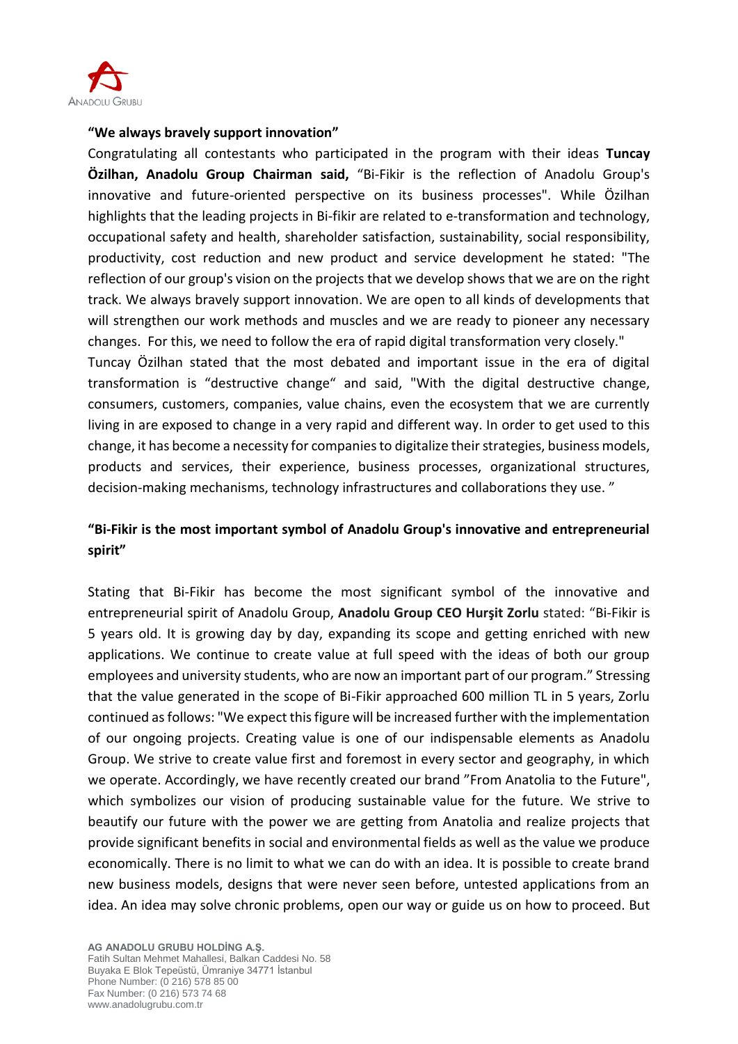**“We always bravely support innovation”**

Congratulating all contestants who participated in the program with their ideas **Tuncay Özilhan, Anadolu Group Chairman said,** “Bi-Fikir is the reflection of Anadolu Group's innovative and future-oriented perspective on its business processes". While Özilhan highlights that the leading projects in Bi-fikir are related to e-transformation and technology, occupational safety and health, shareholder satisfaction, sustainability, social responsibility, productivity, cost reduction and new product and service development he stated: "The reflection of our group's vision on the projects that we develop shows that we are on the right track. We always bravely support innovation. We are open to all kinds of developments that will strengthen our work methods and muscles and we are ready to pioneer any necessary changes. For this, we need to follow the era of rapid digital transformation very closely."

Tuncay Özilhan stated that the most debated and important issue in the era of digital transformation is “destructive change“ and said, "With the digital destructive change, consumers, customers, companies, value chains, even the ecosystem that we are currently living in are exposed to change in a very rapid and different way. In order to get used to this change, it has become a necessity for companies to digitalize their strategies, business models, products and services, their experience, business processes, organizational structures, decision-making mechanisms, technology infrastructures and collaborations they use. ”

**“Bi-Fikir is the most important symbol of Anadolu Group's innovative and entrepreneurial spirit”**

Stating that Bi-Fikir has become the most significant symbol of the innovative and entrepreneurial spirit of Anadolu Group, **Anadolu Group CEO Hurşit Zorlu** stated: “Bi-Fikir is 5 years old. It is growing day by day, expanding its scope and getting enriched with new applications. We continue to create value at full speed with the ideas of both our group employees and university students, who are now an important part of our program.” Stressing that the value generated in the scope of Bi-Fikir approached 600 million TL in 5 years, Zorlu continued as follows: "We expect this figure will be increased further with the implementation of our ongoing projects. Creating value is one of our indispensable elements as Anadolu Group. We strive to create value first and foremost in every sector and geography, in which we operate. Accordingly, we have recently created our brand ”From Anatolia to the Future", which symbolizes our vision of producing sustainable value for the future. We strive to beautify our future with the power we are getting from Anatolia and realize projects that provide significant benefits in social and environmental fields as well as the value we produce economically. There is no limit to what we can do with an idea. It is possible to create brand new business models, designs that were never seen before, untested applications from an idea. An idea may solve chronic problems, open our way or guide us on how to proceed. But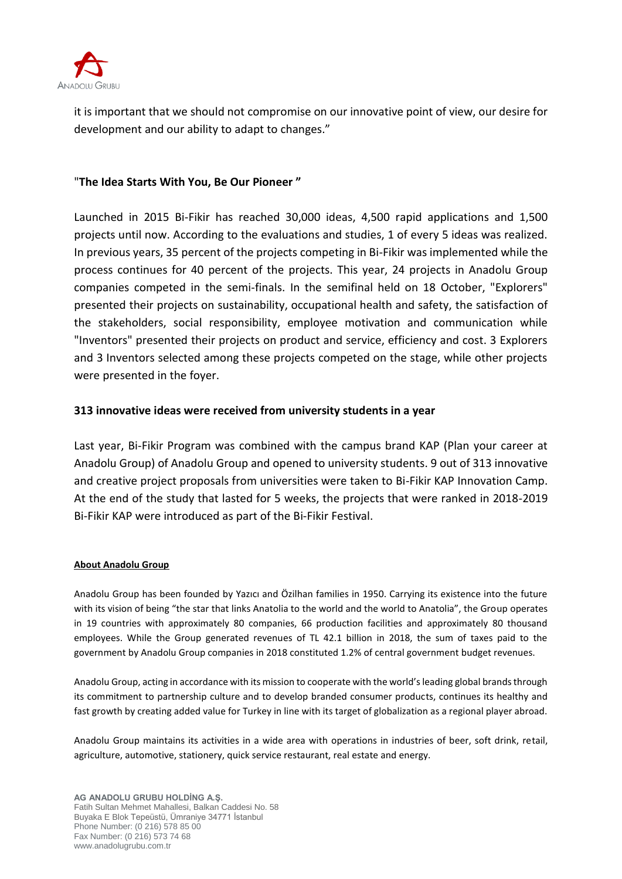it is important that we should not compromise on our innovative point of view, our desire for development and our ability to adapt to changes."

"**The Idea Starts With You, Be Our Pioneer "**

Launched in 2015 Bi-Fikir has reached 30,000 ideas, 4,500 rapid applications and 1,500 projects until now. According to the evaluations and studies, 1 of every 5 ideas was realized. In previous years, 35 percent of the projects competing in Bi-Fikir was implemented while the process continues for 40 percent of the projects. This year, 24 projects in Anadolu Group companies competed in the semi-finals. In the semifinal held on 18 October, "Explorers" presented their projects on sustainability, occupational health and safety, the satisfaction of the stakeholders, social responsibility, employee motivation and communication while "Inventors" presented their projects on product and service, efficiency and cost. 3 Explorers and 3 Inventors selected among these projects competed on the stage, while other projects were presented in the foyer.

**313 innovative ideas were received from university students in a year**

Last year, Bi-Fikir Program was combined with the campus brand KAP (Plan your career at Anadolu Group) of Anadolu Group and opened to university students. 9 out of 313 innovative and creative project proposals from universities were taken to Bi-Fikir KAP Innovation Camp. At the end of the study that lasted for 5 weeks, the projects that were ranked in 2018-2019 Bi-Fikir KAP were introduced as part of the Bi-Fikir Festival.

**About Anadolu Group**

Anadolu Group has been founded by Yazıcı and Özilhan families in 1950. Carrying its existence into the future with its vision of being "the star that links Anatolia to the world and the world to Anatolia", the Group operates in 19 countries with approximately 80 companies, 66 production facilities and approximately 80 thousand employees. While the Group generated revenues of TL 42.1 billion in 2018, the sum of taxes paid to the government by Anadolu Group companies in 2018 constituted 1.2% of central government budget revenues.

Anadolu Group, acting in accordance with its mission to cooperate with the world's leading global brands through its commitment to partnership culture and to develop branded consumer products, continues its healthy and fast growth by creating added value for Turkey in line with its target of globalization as a regional player abroad.

Anadolu Group maintains its activities in a wide area with operations in industries of beer, soft drink, retail, agriculture, automotive, stationery, quick service restaurant, real estate and energy.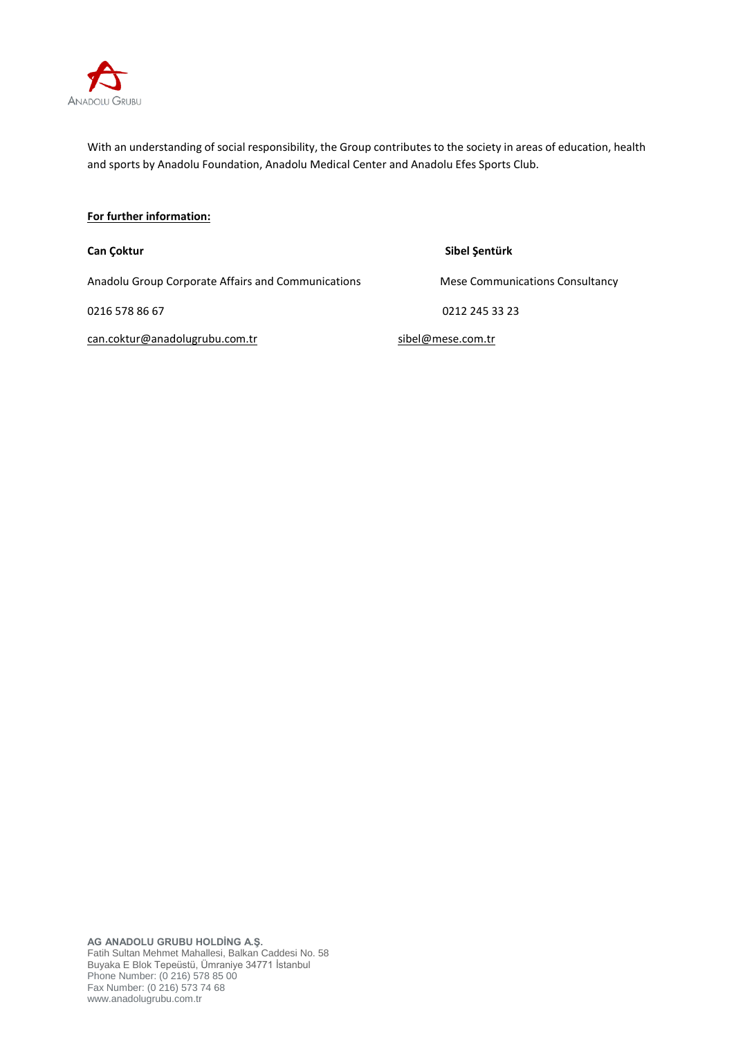With an understanding of social responsibility, the Group contributes to the society in areas of education, health and sports by Anadolu Foundation, Anadolu Medical Center and Anadolu Efes Sports Club.

**For further information:**

**Can Çoktur**

Anadolu Group Corporate Affairs and Communications

0216 578 86 67

can.coktur@anadolugrubu.com.tr

**Sibel Şentürk**

Mese Communications Consultancy

0212 245 33 23

sibel@mese.com.tr

**AG ANADOLU GRUBU HOLDİNG A.Ş.**
Fatih Sultan Mehmet Mahallesi, Balkan Caddesi No. 58
Buyaka E Blok Tepeüstü, Ümraniye 34771 İstanbul
Phone Number: (0 216) 578 85 00
Fax Number: (0 216) 573 74 68
www.anadolugrubu.com.tr